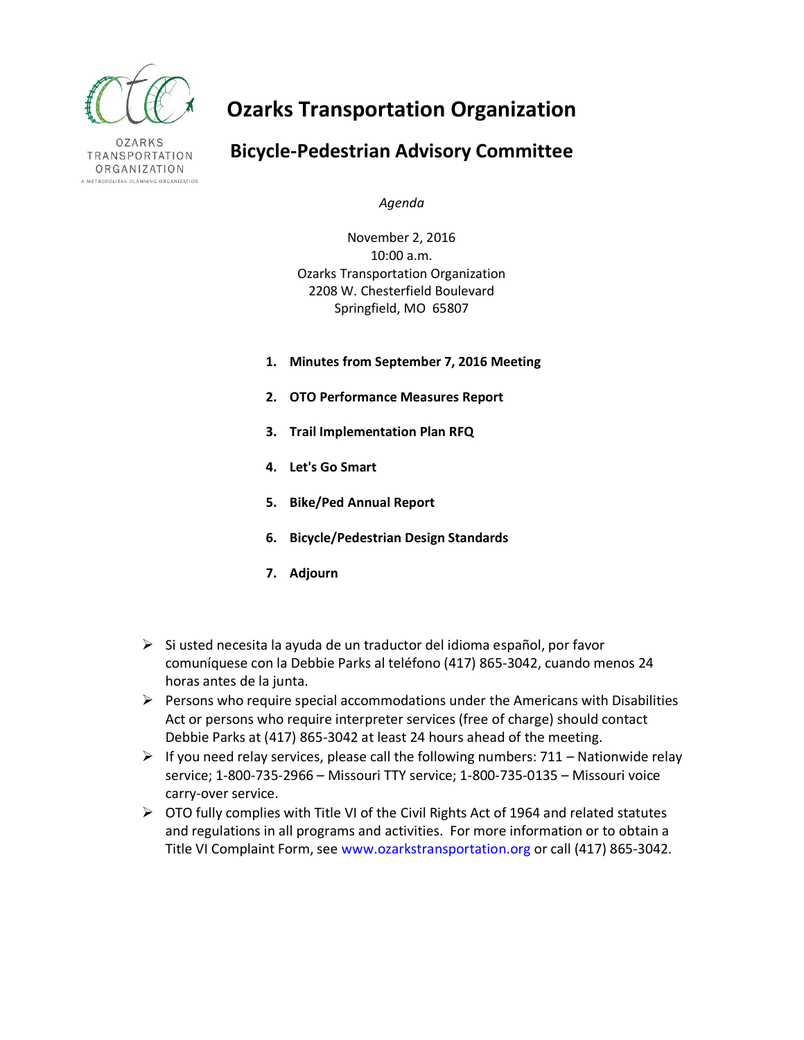OZARKS TRANSPORTATION ORGANIZATION
A METROPOLITAN PLANNING ORGANIZATION

# Ozarks Transportation Organization

## Bicycle-Pedestrian Advisory Committee

*Agenda*

November 2, 2016
10:00 a.m.
Ozarks Transportation Organization
2208 W. Chesterfield Boulevard
Springfield, MO 65807

1. **Minutes from September 7, 2016 Meeting**
2. **OTO Performance Measures Report**
3. **Trail Implementation Plan RFQ**
4. **Let's Go Smart**
5. **Bike/Ped Annual Report**
6. **Bicycle/Pedestrian Design Standards**
7. **Adjourn**

- Si usted necesita la ayuda de un traductor del idioma español, por favor comuníquese con la Debbie Parks al teléfono (417) 865-3042, cuando menos 24 horas antes de la junta.
- Persons who require special accommodations under the Americans with Disabilities Act or persons who require interpreter services (free of charge) should contact Debbie Parks at (417) 865-3042 at least 24 hours ahead of the meeting.
- If you need relay services, please call the following numbers: 711 – Nationwide relay service; 1-800-735-2966 – Missouri TTY service; 1-800-735-0135 – Missouri voice carry-over service.
- OTO fully complies with Title VI of the Civil Rights Act of 1964 and related statutes and regulations in all programs and activities. For more information or to obtain a Title VI Complaint Form, see www.ozarkstransportation.org or call (417) 865-3042.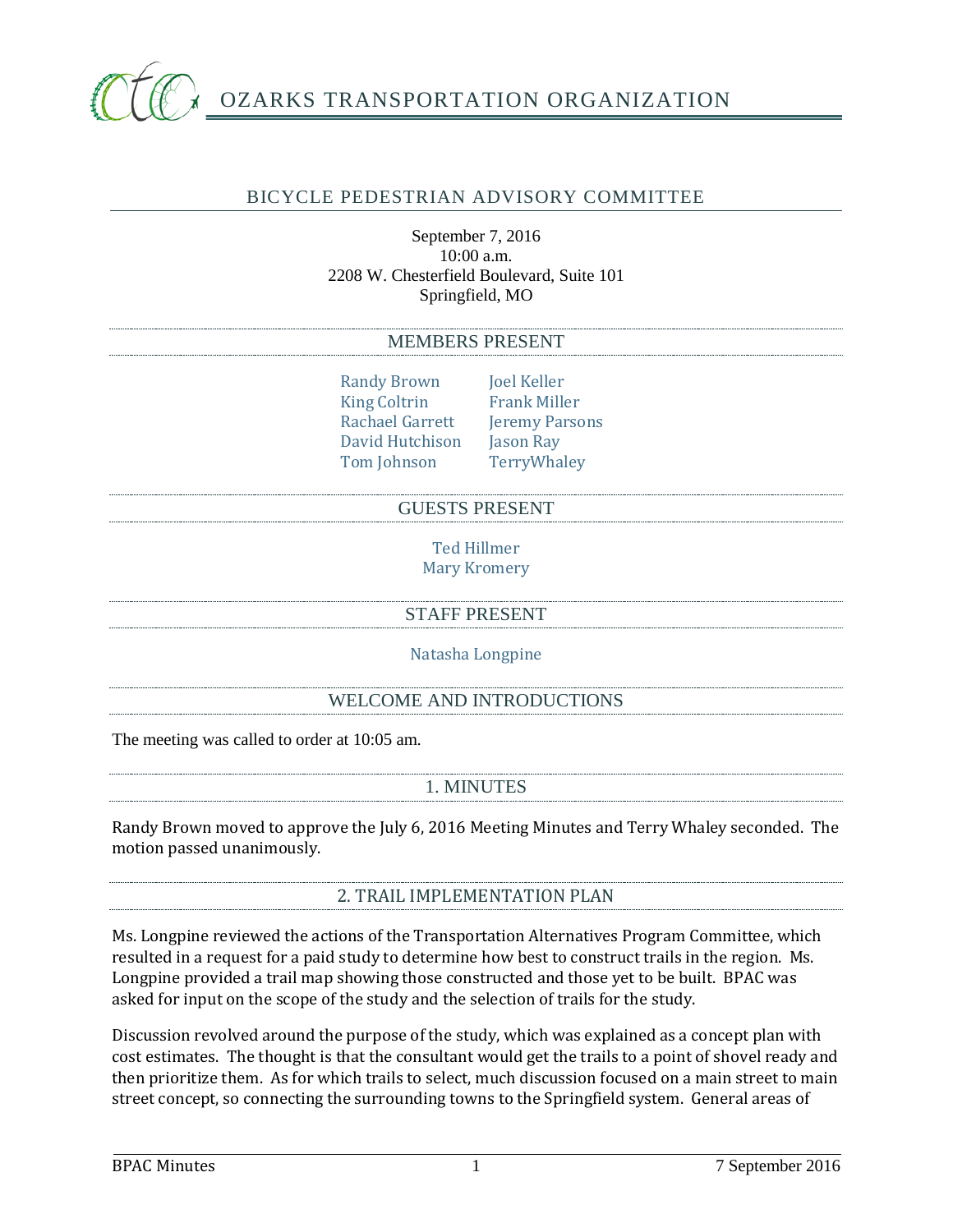OZARKS TRANSPORTATION ORGANIZATION

# BICYCLE PEDESTRIAN ADVISORY COMMITTEE

September 7, 2016
10:00 a.m.
2208 W. Chesterfield Boulevard, Suite 101
Springfield, MO

## MEMBERS PRESENT

Randy Brown
King Coltrin
Rachael Garrett
David Hutchison
Tom Johnson
Joel Keller
Frank Miller
Jeremy Parsons
Jason Ray
TerryWhaley

## GUESTS PRESENT

Ted Hillmer
Mary Kromery

## STAFF PRESENT

Natasha Longpine

## WELCOME AND INTRODUCTIONS

The meeting was called to order at 10:05 am.

## 1. MINUTES

Randy Brown moved to approve the July 6, 2016 Meeting Minutes and Terry Whaley seconded. The motion passed unanimously.

## 2. TRAIL IMPLEMENTATION PLAN

Ms. Longpine reviewed the actions of the Transportation Alternatives Program Committee, which resulted in a request for a paid study to determine how best to construct trails in the region. Ms. Longpine provided a trail map showing those constructed and those yet to be built. BPAC was asked for input on the scope of the study and the selection of trails for the study.

Discussion revolved around the purpose of the study, which was explained as a concept plan with cost estimates. The thought is that the consultant would get the trails to a point of shovel ready and then prioritize them. As for which trails to select, much discussion focused on a main street to main street concept, so connecting the surrounding towns to the Springfield system. General areas of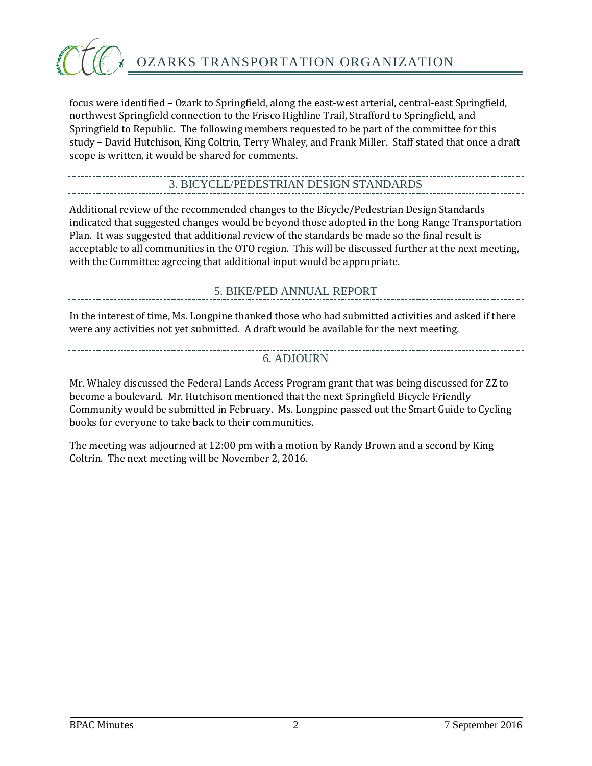focus were identified – Ozark to Springfield, along the east-west arterial, central-east Springfield, northwest Springfield connection to the Frisco Highline Trail, Strafford to Springfield, and Springfield to Republic. The following members requested to be part of the committee for this study – David Hutchison, King Coltrin, Terry Whaley, and Frank Miller. Staff stated that once a draft scope is written, it would be shared for comments.

## 3. BICYCLE/PEDESTRIAN DESIGN STANDARDS

Additional review of the recommended changes to the Bicycle/Pedestrian Design Standards indicated that suggested changes would be beyond those adopted in the Long Range Transportation Plan. It was suggested that additional review of the standards be made so the final result is acceptable to all communities in the OTO region. This will be discussed further at the next meeting, with the Committee agreeing that additional input would be appropriate.

## 5. BIKE/PED ANNUAL REPORT

In the interest of time, Ms. Longpine thanked those who had submitted activities and asked if there were any activities not yet submitted. A draft would be available for the next meeting.

## 6. ADJOURN

Mr. Whaley discussed the Federal Lands Access Program grant that was being discussed for ZZ to become a boulevard. Mr. Hutchison mentioned that the next Springfield Bicycle Friendly Community would be submitted in February. Ms. Longpine passed out the Smart Guide to Cycling books for everyone to take back to their communities.

The meeting was adjourned at 12:00 pm with a motion by Randy Brown and a second by King Coltrin. The next meeting will be November 2, 2016.